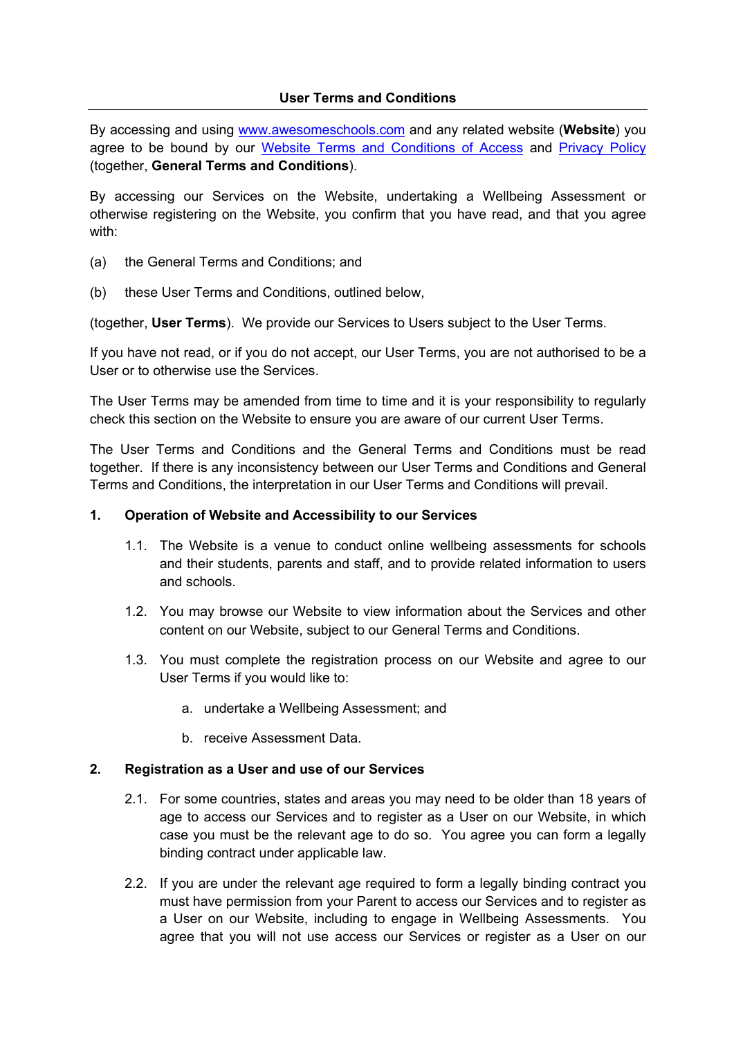## User Terms and Conditions

By accessing and using [www.awesomeschools.com](www.awesomeschools.com) and any related website (**Website**) you agree to be bound by our Website Terms and Conditions of Access and Privacy Policy (together, **General Terms and Conditions**).

By accessing our Services on the Website, undertaking a Wellbeing Assessment or otherwise registering on the Website, you confirm that you have read, and that you agree with:

(a) the General Terms and Conditions; and

(b) these User Terms and Conditions, outlined below,

(together, **User Terms**). We provide our Services to Users subject to the User Terms.

If you have not read, or if you do not accept, our User Terms, you are not authorised to be a User or to otherwise use the Services.

The User Terms may be amended from time to time and it is your responsibility to regularly check this section on the Website to ensure you are aware of our current User Terms.

The User Terms and Conditions and the General Terms and Conditions must be read together. If there is any inconsistency between our User Terms and Conditions and General Terms and Conditions, the interpretation in our User Terms and Conditions will prevail.

### 1. Operation of Website and Accessibility to our Services

1.1. The Website is a venue to conduct online wellbeing assessments for schools and their students, parents and staff, and to provide related information to users and schools.

1.2. You may browse our Website to view information about the Services and other content on our Website, subject to our General Terms and Conditions.

1.3. You must complete the registration process on our Website and agree to our User Terms if you would like to:

a. undertake a Wellbeing Assessment; and

b. receive Assessment Data.

### 2. Registration as a User and use of our Services

2.1. For some countries, states and areas you may need to be older than 18 years of age to access our Services and to register as a User on our Website, in which case you must be the relevant age to do so. You agree you can form a legally binding contract under applicable law.

2.2. If you are under the relevant age required to form a legally binding contract you must have permission from your Parent to access our Services and to register as a User on our Website, including to engage in Wellbeing Assessments. You agree that you will not use access our Services or register as a User on our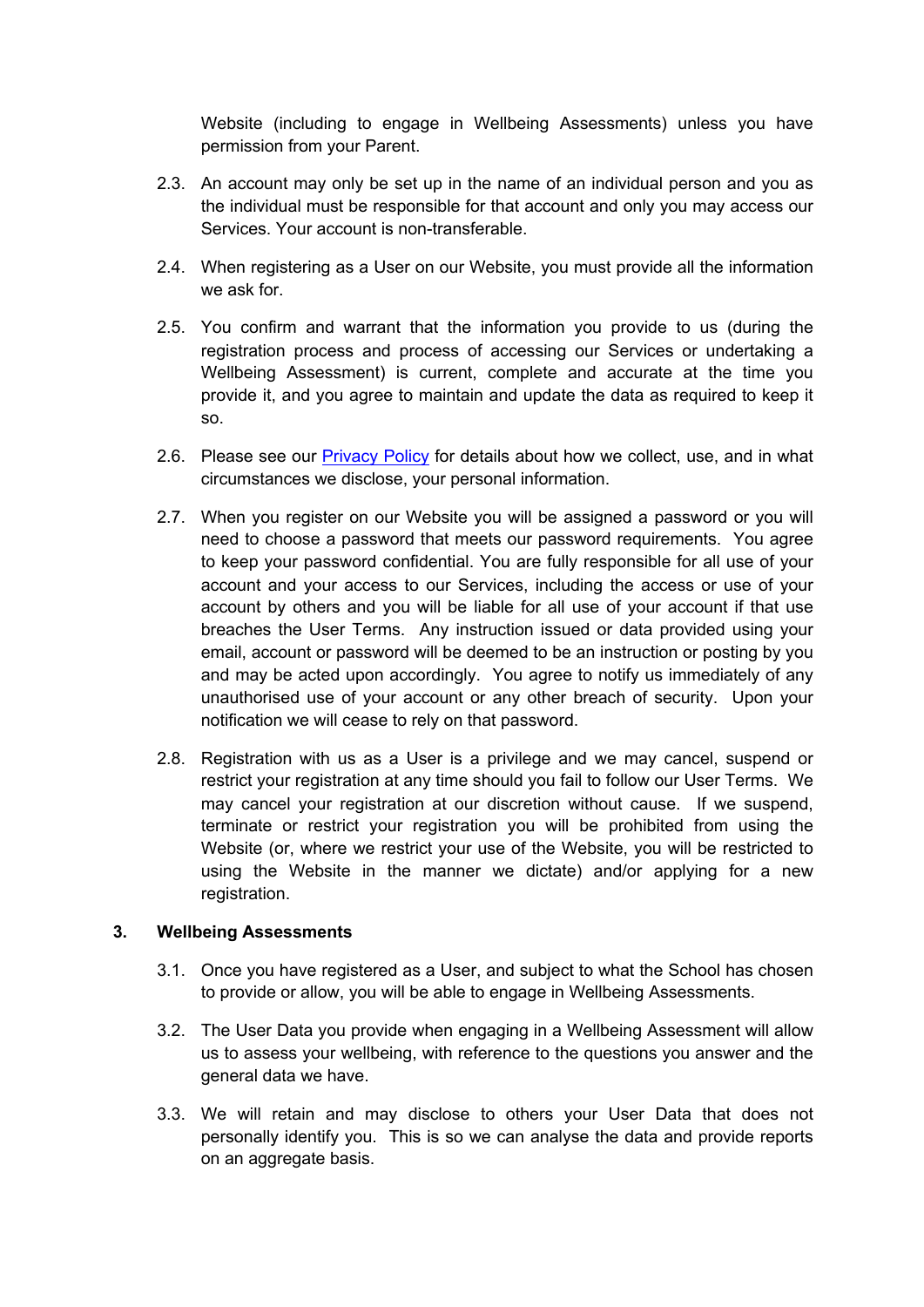Website (including to engage in Wellbeing Assessments) unless you have permission from your Parent.

2.3. An account may only be set up in the name of an individual person and you as the individual must be responsible for that account and only you may access our Services. Your account is non-transferable.

2.4. When registering as a User on our Website, you must provide all the information we ask for.

2.5. You confirm and warrant that the information you provide to us (during the registration process and process of accessing our Services or undertaking a Wellbeing Assessment) is current, complete and accurate at the time you provide it, and you agree to maintain and update the data as required to keep it so.

2.6. Please see our [Privacy Policy]() for details about how we collect, use, and in what circumstances we disclose, your personal information.

2.7. When you register on our Website you will be assigned a password or you will need to choose a password that meets our password requirements. You agree to keep your password confidential. You are fully responsible for all use of your account and your access to our Services, including the access or use of your account by others and you will be liable for all use of your account if that use breaches the User Terms. Any instruction issued or data provided using your email, account or password will be deemed to be an instruction or posting by you and may be acted upon accordingly. You agree to notify us immediately of any unauthorised use of your account or any other breach of security. Upon your notification we will cease to rely on that password.

2.8. Registration with us as a User is a privilege and we may cancel, suspend or restrict your registration at any time should you fail to follow our User Terms. We may cancel your registration at our discretion without cause. If we suspend, terminate or restrict your registration you will be prohibited from using the Website (or, where we restrict your use of the Website, you will be restricted to using the Website in the manner we dictate) and/or applying for a new registration.

## 3. Wellbeing Assessments

3.1. Once you have registered as a User, and subject to what the School has chosen to provide or allow, you will be able to engage in Wellbeing Assessments.

3.2. The User Data you provide when engaging in a Wellbeing Assessment will allow us to assess your wellbeing, with reference to the questions you answer and the general data we have.

3.3. We will retain and may disclose to others your User Data that does not personally identify you. This is so we can analyse the data and provide reports on an aggregate basis.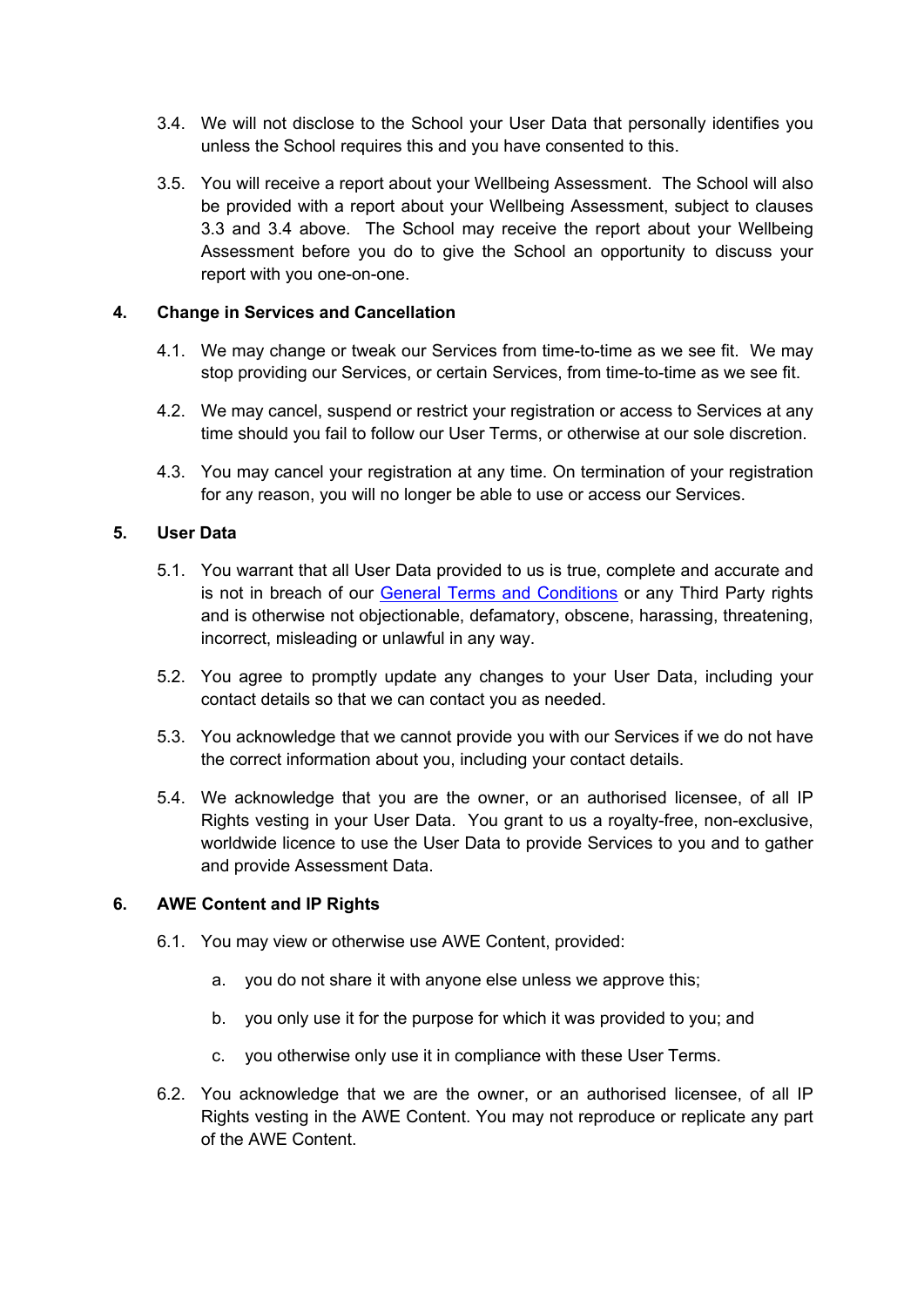3.4. We will not disclose to the School your User Data that personally identifies you unless the School requires this and you have consented to this.

3.5. You will receive a report about your Wellbeing Assessment. The School will also be provided with a report about your Wellbeing Assessment, subject to clauses 3.3 and 3.4 above. The School may receive the report about your Wellbeing Assessment before you do to give the School an opportunity to discuss your report with you one-on-one.

## 4. Change in Services and Cancellation

4.1. We may change or tweak our Services from time-to-time as we see fit. We may stop providing our Services, or certain Services, from time-to-time as we see fit.

4.2. We may cancel, suspend or restrict your registration or access to Services at any time should you fail to follow our User Terms, or otherwise at our sole discretion.

4.3. You may cancel your registration at any time. On termination of your registration for any reason, you will no longer be able to use or access our Services.

## 5. User Data

5.1. You warrant that all User Data provided to us is true, complete and accurate and is not in breach of our General Terms and Conditions or any Third Party rights and is otherwise not objectionable, defamatory, obscene, harassing, threatening, incorrect, misleading or unlawful in any way.

5.2. You agree to promptly update any changes to your User Data, including your contact details so that we can contact you as needed.

5.3. You acknowledge that we cannot provide you with our Services if we do not have the correct information about you, including your contact details.

5.4. We acknowledge that you are the owner, or an authorised licensee, of all IP Rights vesting in your User Data. You grant to us a royalty-free, non-exclusive, worldwide licence to use the User Data to provide Services to you and to gather and provide Assessment Data.

## 6. AWE Content and IP Rights

6.1. You may view or otherwise use AWE Content, provided:

a. you do not share it with anyone else unless we approve this;

b. you only use it for the purpose for which it was provided to you; and

c. you otherwise only use it in compliance with these User Terms.

6.2. You acknowledge that we are the owner, or an authorised licensee, of all IP Rights vesting in the AWE Content. You may not reproduce or replicate any part of the AWE Content.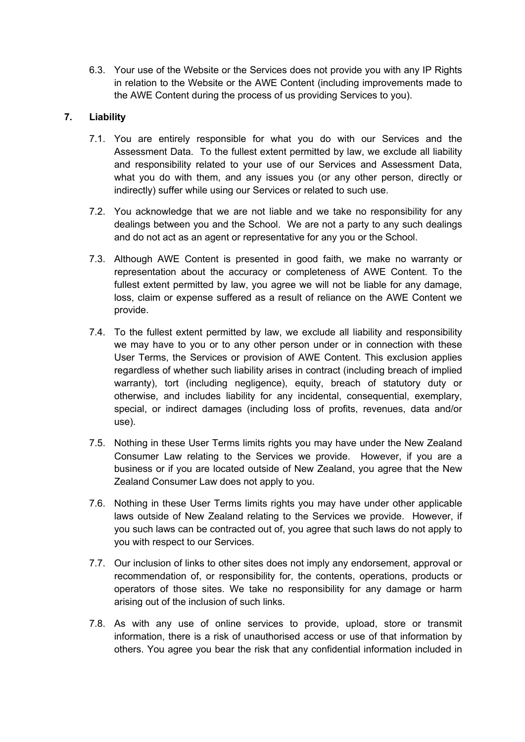6.3. Your use of the Website or the Services does not provide you with any IP Rights in relation to the Website or the AWE Content (including improvements made to the AWE Content during the process of us providing Services to you).

## 7. Liability

7.1. You are entirely responsible for what you do with our Services and the Assessment Data. To the fullest extent permitted by law, we exclude all liability and responsibility related to your use of our Services and Assessment Data, what you do with them, and any issues you (or any other person, directly or indirectly) suffer while using our Services or related to such use.

7.2. You acknowledge that we are not liable and we take no responsibility for any dealings between you and the School. We are not a party to any such dealings and do not act as an agent or representative for any you or the School.

7.3. Although AWE Content is presented in good faith, we make no warranty or representation about the accuracy or completeness of AWE Content. To the fullest extent permitted by law, you agree we will not be liable for any damage, loss, claim or expense suffered as a result of reliance on the AWE Content we provide.

7.4. To the fullest extent permitted by law, we exclude all liability and responsibility we may have to you or to any other person under or in connection with these User Terms, the Services or provision of AWE Content. This exclusion applies regardless of whether such liability arises in contract (including breach of implied warranty), tort (including negligence), equity, breach of statutory duty or otherwise, and includes liability for any incidental, consequential, exemplary, special, or indirect damages (including loss of profits, revenues, data and/or use).

7.5. Nothing in these User Terms limits rights you may have under the New Zealand Consumer Law relating to the Services we provide. However, if you are a business or if you are located outside of New Zealand, you agree that the New Zealand Consumer Law does not apply to you.

7.6. Nothing in these User Terms limits rights you may have under other applicable laws outside of New Zealand relating to the Services we provide. However, if you such laws can be contracted out of, you agree that such laws do not apply to you with respect to our Services.

7.7. Our inclusion of links to other sites does not imply any endorsement, approval or recommendation of, or responsibility for, the contents, operations, products or operators of those sites. We take no responsibility for any damage or harm arising out of the inclusion of such links.

7.8. As with any use of online services to provide, upload, store or transmit information, there is a risk of unauthorised access or use of that information by others. You agree you bear the risk that any confidential information included in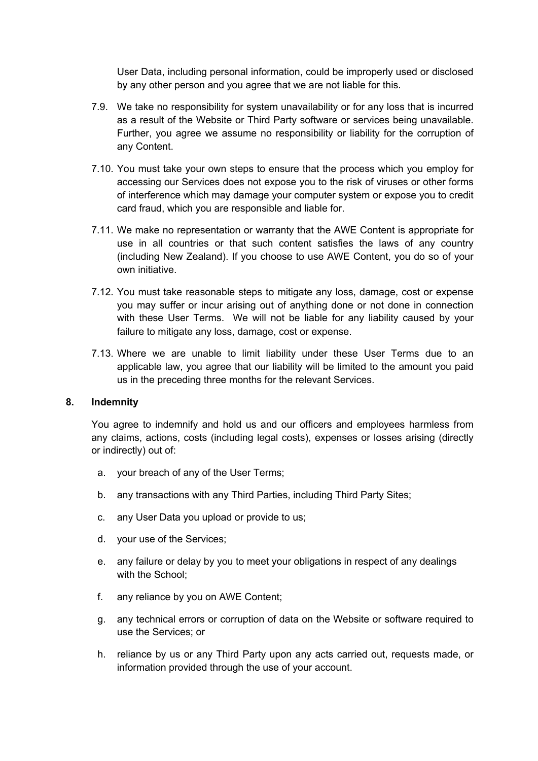User Data, including personal information, could be improperly used or disclosed by any other person and you agree that we are not liable for this.

7.9. We take no responsibility for system unavailability or for any loss that is incurred as a result of the Website or Third Party software or services being unavailable. Further, you agree we assume no responsibility or liability for the corruption of any Content.

7.10. You must take your own steps to ensure that the process which you employ for accessing our Services does not expose you to the risk of viruses or other forms of interference which may damage your computer system or expose you to credit card fraud, which you are responsible and liable for.

7.11. We make no representation or warranty that the AWE Content is appropriate for use in all countries or that such content satisfies the laws of any country (including New Zealand). If you choose to use AWE Content, you do so of your own initiative.

7.12. You must take reasonable steps to mitigate any loss, damage, cost or expense you may suffer or incur arising out of anything done or not done in connection with these User Terms. We will not be liable for any liability caused by your failure to mitigate any loss, damage, cost or expense.

7.13. Where we are unable to limit liability under these User Terms due to an applicable law, you agree that our liability will be limited to the amount you paid us in the preceding three months for the relevant Services.

## 8. Indemnity

You agree to indemnify and hold us and our officers and employees harmless from any claims, actions, costs (including legal costs), expenses or losses arising (directly or indirectly) out of:

a. your breach of any of the User Terms;

b. any transactions with any Third Parties, including Third Party Sites;

c. any User Data you upload or provide to us;

d. your use of the Services;

e. any failure or delay by you to meet your obligations in respect of any dealings with the School;

f. any reliance by you on AWE Content;

g. any technical errors or corruption of data on the Website or software required to use the Services; or

h. reliance by us or any Third Party upon any acts carried out, requests made, or information provided through the use of your account.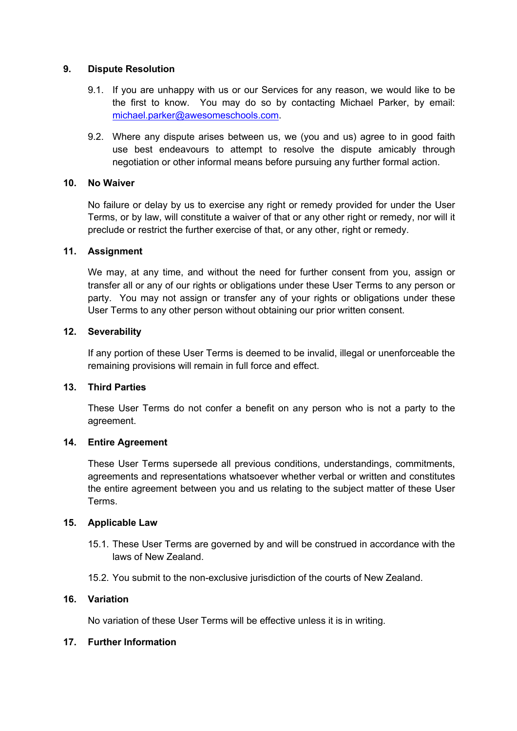## 9. Dispute Resolution

9.1. If you are unhappy with us or our Services for any reason, we would like to be the first to know. You may do so by contacting Michael Parker, by email: michael.parker@awesomeschools.com.

9.2. Where any dispute arises between us, we (you and us) agree to in good faith use best endeavours to attempt to resolve the dispute amicably through negotiation or other informal means before pursuing any further formal action.

## 10. No Waiver

No failure or delay by us to exercise any right or remedy provided for under the User Terms, or by law, will constitute a waiver of that or any other right or remedy, nor will it preclude or restrict the further exercise of that, or any other, right or remedy.

## 11. Assignment

We may, at any time, and without the need for further consent from you, assign or transfer all or any of our rights or obligations under these User Terms to any person or party. You may not assign or transfer any of your rights or obligations under these User Terms to any other person without obtaining our prior written consent.

## 12. Severability

If any portion of these User Terms is deemed to be invalid, illegal or unenforceable the remaining provisions will remain in full force and effect.

## 13. Third Parties

These User Terms do not confer a benefit on any person who is not a party to the agreement.

## 14. Entire Agreement

These User Terms supersede all previous conditions, understandings, commitments, agreements and representations whatsoever whether verbal or written and constitutes the entire agreement between you and us relating to the subject matter of these User Terms.

## 15. Applicable Law

15.1. These User Terms are governed by and will be construed in accordance with the laws of New Zealand.

15.2. You submit to the non-exclusive jurisdiction of the courts of New Zealand.

## 16. Variation

No variation of these User Terms will be effective unless it is in writing.

## 17. Further Information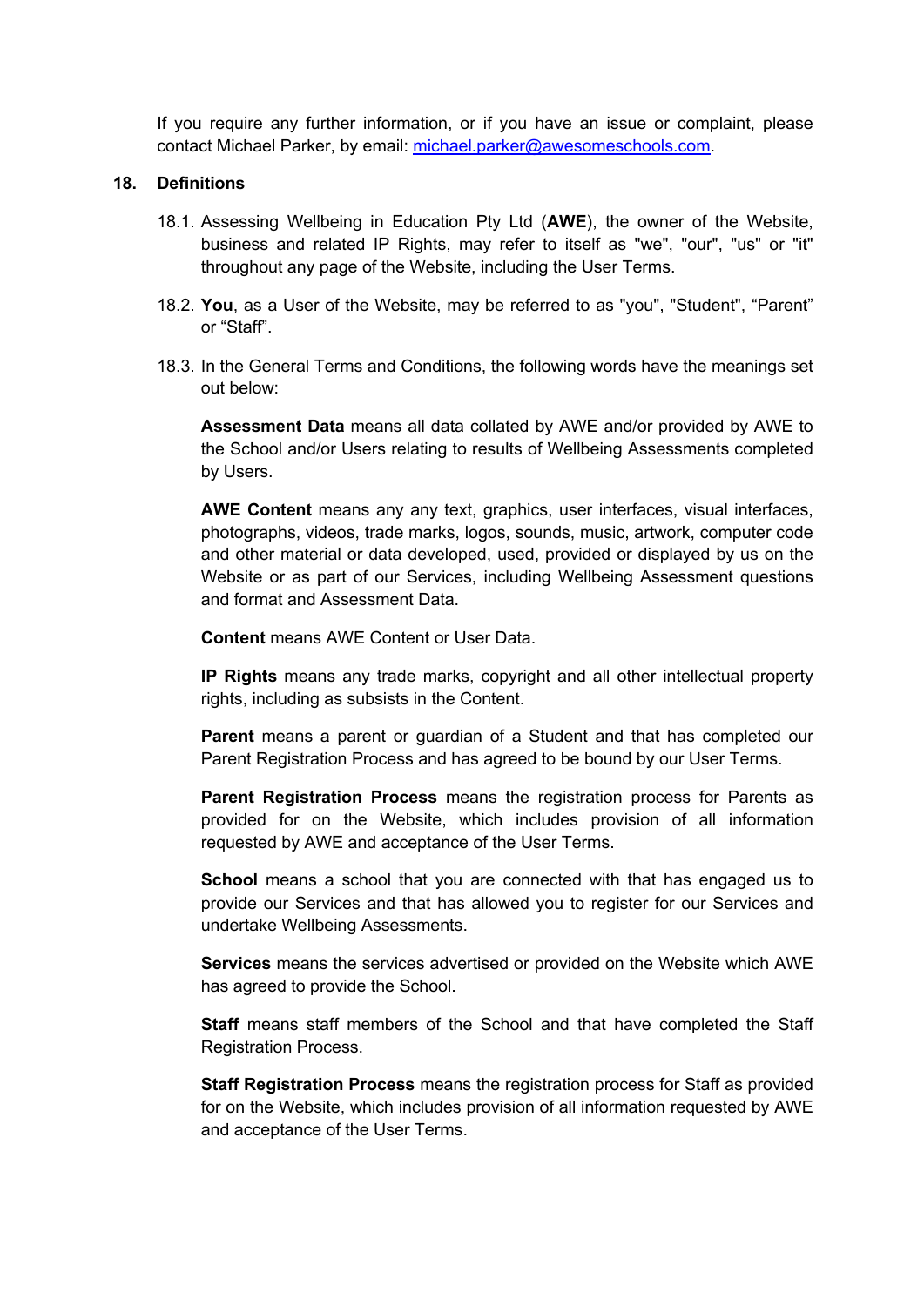If you require any further information, or if you have an issue or complaint, please contact Michael Parker, by email: michael.parker@awesomeschools.com.

## 18. Definitions

18.1. Assessing Wellbeing in Education Pty Ltd (**AWE**), the owner of the Website, business and related IP Rights, may refer to itself as "we", "our", "us" or "it" throughout any page of the Website, including the User Terms.

18.2. **You**, as a User of the Website, may be referred to as "you", "Student", “Parent” or “Staff”.

18.3. In the General Terms and Conditions, the following words have the meanings set out below:

**Assessment Data** means all data collated by AWE and/or provided by AWE to the School and/or Users relating to results of Wellbeing Assessments completed by Users.

**AWE Content** means any any text, graphics, user interfaces, visual interfaces, photographs, videos, trade marks, logos, sounds, music, artwork, computer code and other material or data developed, used, provided or displayed by us on the Website or as part of our Services, including Wellbeing Assessment questions and format and Assessment Data.

**Content** means AWE Content or User Data.

**IP Rights** means any trade marks, copyright and all other intellectual property rights, including as subsists in the Content.

**Parent** means a parent or guardian of a Student and that has completed our Parent Registration Process and has agreed to be bound by our User Terms.

**Parent Registration Process** means the registration process for Parents as provided for on the Website, which includes provision of all information requested by AWE and acceptance of the User Terms.

**School** means a school that you are connected with that has engaged us to provide our Services and that has allowed you to register for our Services and undertake Wellbeing Assessments.

**Services** means the services advertised or provided on the Website which AWE has agreed to provide the School.

**Staff** means staff members of the School and that have completed the Staff Registration Process.

**Staff Registration Process** means the registration process for Staff as provided for on the Website, which includes provision of all information requested by AWE and acceptance of the User Terms.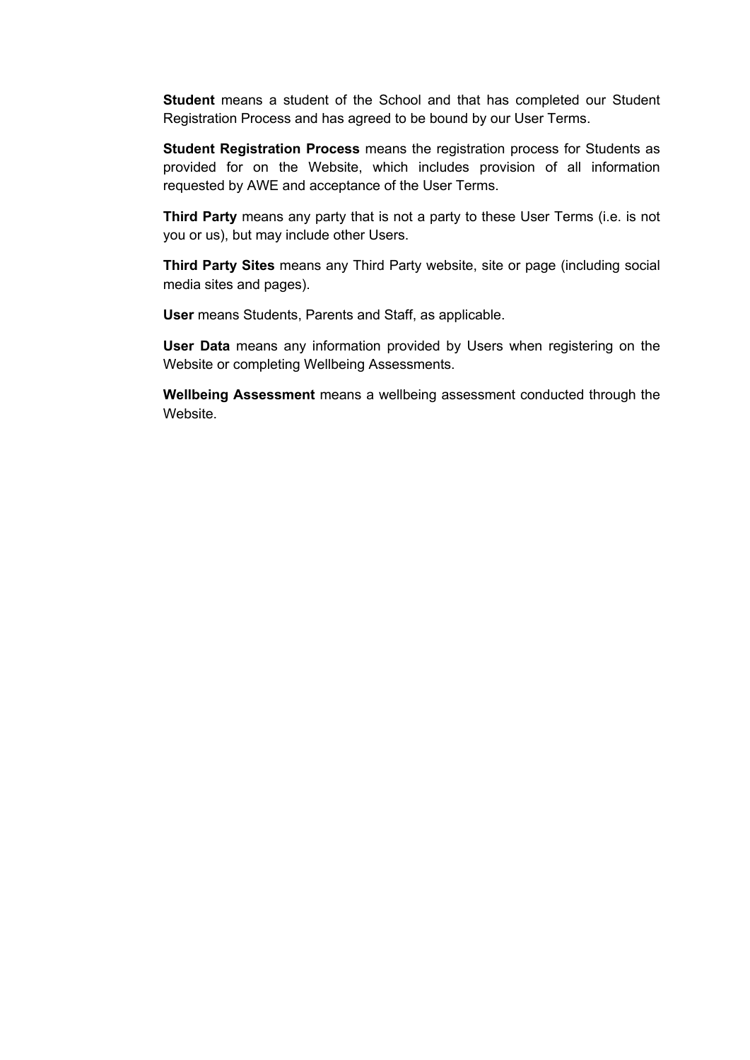**Student** means a student of the School and that has completed our Student Registration Process and has agreed to be bound by our User Terms.

**Student Registration Process** means the registration process for Students as provided for on the Website, which includes provision of all information requested by AWE and acceptance of the User Terms.

**Third Party** means any party that is not a party to these User Terms (i.e. is not you or us), but may include other Users.

**Third Party Sites** means any Third Party website, site or page (including social media sites and pages).

**User** means Students, Parents and Staff, as applicable.

**User Data** means any information provided by Users when registering on the Website or completing Wellbeing Assessments.

**Wellbeing Assessment** means a wellbeing assessment conducted through the Website.